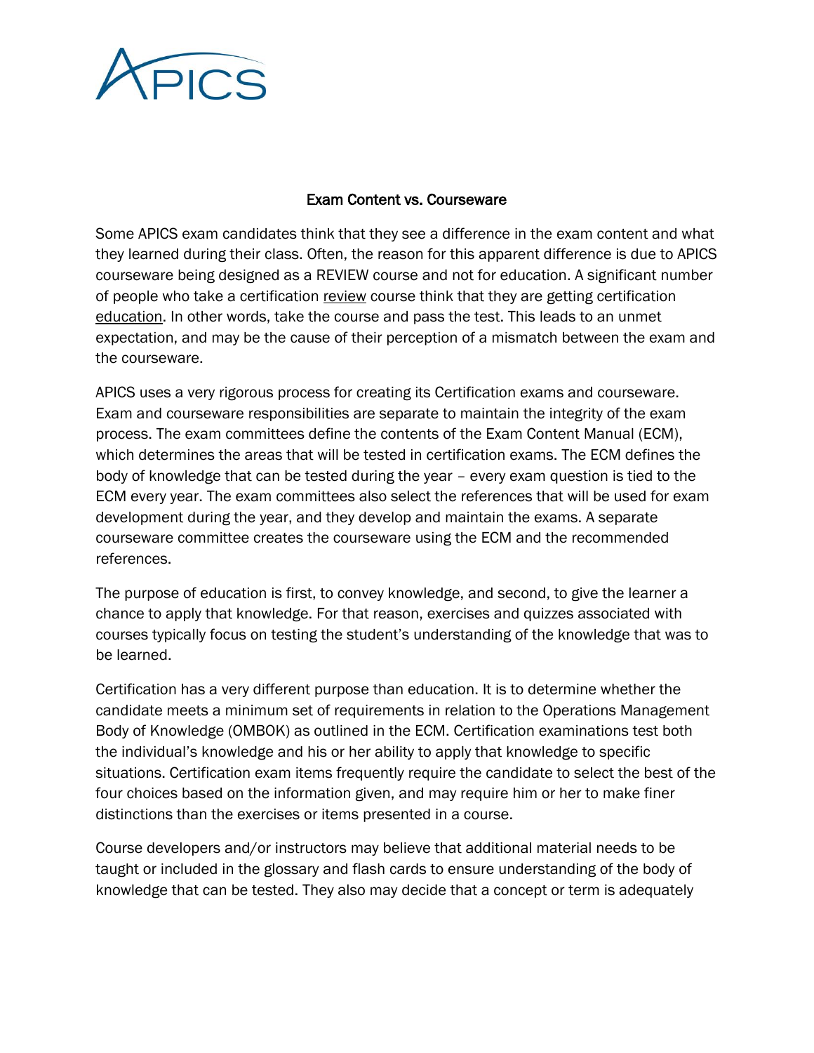APICS

## Exam Content vs. Courseware

Some APICS exam candidates think that they see a difference in the exam content and what they learned during their class. Often, the reason for this apparent difference is due to APICS courseware being designed as a REVIEW course and not for education. A significant number of people who take a certification review course think that they are getting certification education. In other words, take the course and pass the test. This leads to an unmet expectation, and may be the cause of their perception of a mismatch between the exam and the courseware.

APICS uses a very rigorous process for creating its Certification exams and courseware. Exam and courseware responsibilities are separate to maintain the integrity of the exam process. The exam committees define the contents of the Exam Content Manual (ECM), which determines the areas that will be tested in certification exams. The ECM defines the body of knowledge that can be tested during the year – every exam question is tied to the ECM every year. The exam committees also select the references that will be used for exam development during the year, and they develop and maintain the exams. A separate courseware committee creates the courseware using the ECM and the recommended references.

The purpose of education is first, to convey knowledge, and second, to give the learner a chance to apply that knowledge. For that reason, exercises and quizzes associated with courses typically focus on testing the student's understanding of the knowledge that was to be learned.

Certification has a very different purpose than education. It is to determine whether the candidate meets a minimum set of requirements in relation to the Operations Management Body of Knowledge (OMBOK) as outlined in the ECM. Certification examinations test both the individual's knowledge and his or her ability to apply that knowledge to specific situations. Certification exam items frequently require the candidate to select the best of the four choices based on the information given, and may require him or her to make finer distinctions than the exercises or items presented in a course.

Course developers and/or instructors may believe that additional material needs to be taught or included in the glossary and flash cards to ensure understanding of the body of knowledge that can be tested. They also may decide that a concept or term is adequately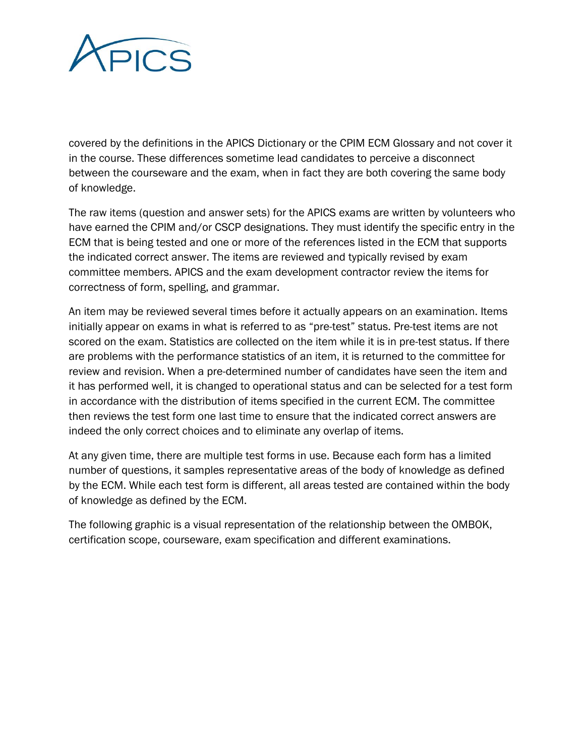covered by the definitions in the APICS Dictionary or the CPIM ECM Glossary and not cover it in the course. These differences sometime lead candidates to perceive a disconnect between the courseware and the exam, when in fact they are both covering the same body of knowledge.

The raw items (question and answer sets) for the APICS exams are written by volunteers who have earned the CPIM and/or CSCP designations. They must identify the specific entry in the ECM that is being tested and one or more of the references listed in the ECM that supports the indicated correct answer. The items are reviewed and typically revised by exam committee members. APICS and the exam development contractor review the items for correctness of form, spelling, and grammar.

An item may be reviewed several times before it actually appears on an examination. Items initially appear on exams in what is referred to as “pre-test” status. Pre-test items are not scored on the exam. Statistics are collected on the item while it is in pre-test status. If there are problems with the performance statistics of an item, it is returned to the committee for review and revision. When a pre-determined number of candidates have seen the item and it has performed well, it is changed to operational status and can be selected for a test form in accordance with the distribution of items specified in the current ECM. The committee then reviews the test form one last time to ensure that the indicated correct answers are indeed the only correct choices and to eliminate any overlap of items.

At any given time, there are multiple test forms in use. Because each form has a limited number of questions, it samples representative areas of the body of knowledge as defined by the ECM. While each test form is different, all areas tested are contained within the body of knowledge as defined by the ECM.

The following graphic is a visual representation of the relationship between the OMBOK, certification scope, courseware, exam specification and different examinations.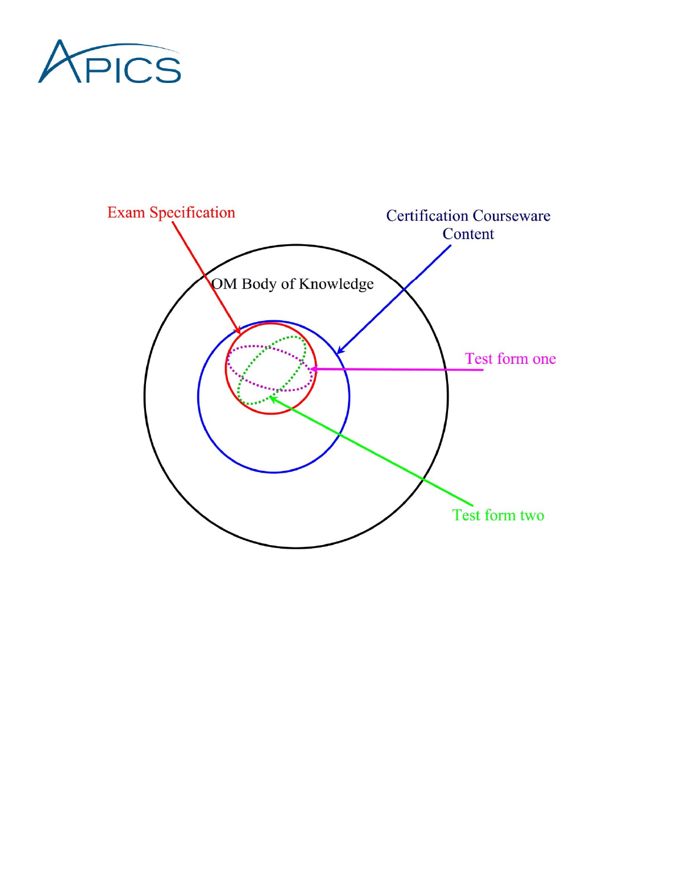Exam Specification

Certification Courseware Content

OM Body of Knowledge

Test form one

Test form two